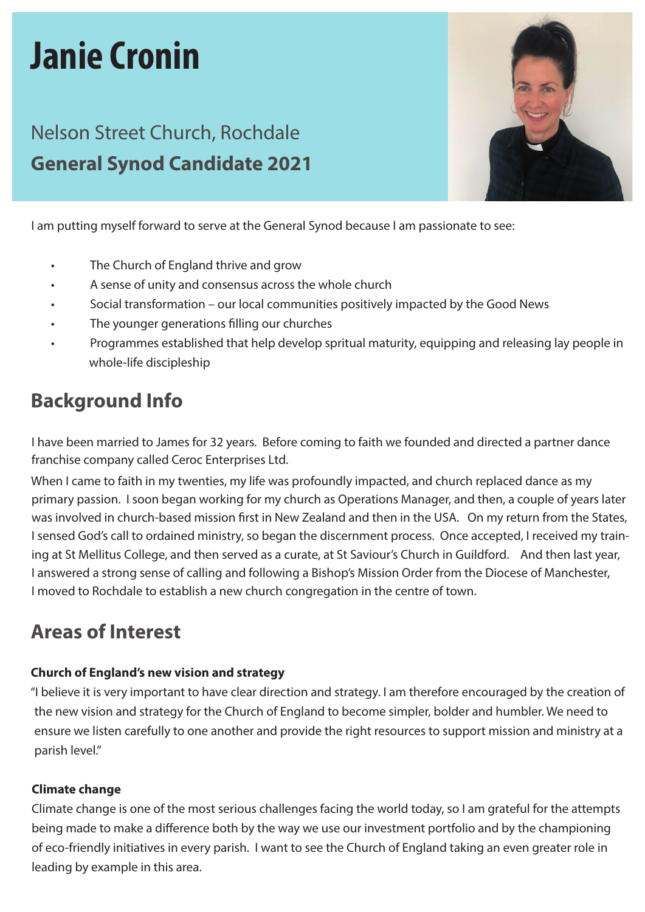# Janie Cronin

## Nelson Street Church, Rochdale

**General Synod Candidate 2021**

I am putting myself forward to serve at the General Synod because I am passionate to see:

- The Church of England thrive and grow
- A sense of unity and consensus across the whole church
- Social transformation – our local communities positively impacted by the Good News
- The younger generations filling our churches
- Programmes established that help develop spritual maturity, equipping and releasing lay people in whole-life discipleship

## Background Info

I have been married to James for 32 years. Before coming to faith we founded and directed a partner dance franchise company called Ceroc Enterprises Ltd.

When I came to faith in my twenties, my life was profoundly impacted, and church replaced dance as my primary passion. I soon began working for my church as Operations Manager, and then, a couple of years later was involved in church-based mission first in New Zealand and then in the USA. On my return from the States, I sensed God's call to ordained ministry, so began the discernment process. Once accepted, I received my training at St Mellitus College, and then served as a curate, at St Saviour's Church in Guildford. And then last year, I answered a strong sense of calling and following a Bishop's Mission Order from the Diocese of Manchester, I moved to Rochdale to establish a new church congregation in the centre of town.

## Areas of Interest

**Church of England's new vision and strategy**

"I believe it is very important to have clear direction and strategy. I am therefore encouraged by the creation of the new vision and strategy for the Church of England to become simpler, bolder and humbler. We need to ensure we listen carefully to one another and provide the right resources to support mission and ministry at a parish level."

**Climate change**

Climate change is one of the most serious challenges facing the world today, so I am grateful for the attempts being made to make a difference both by the way we use our investment portfolio and by the championing of eco-friendly initiatives in every parish. I want to see the Church of England taking an even greater role in leading by example in this area.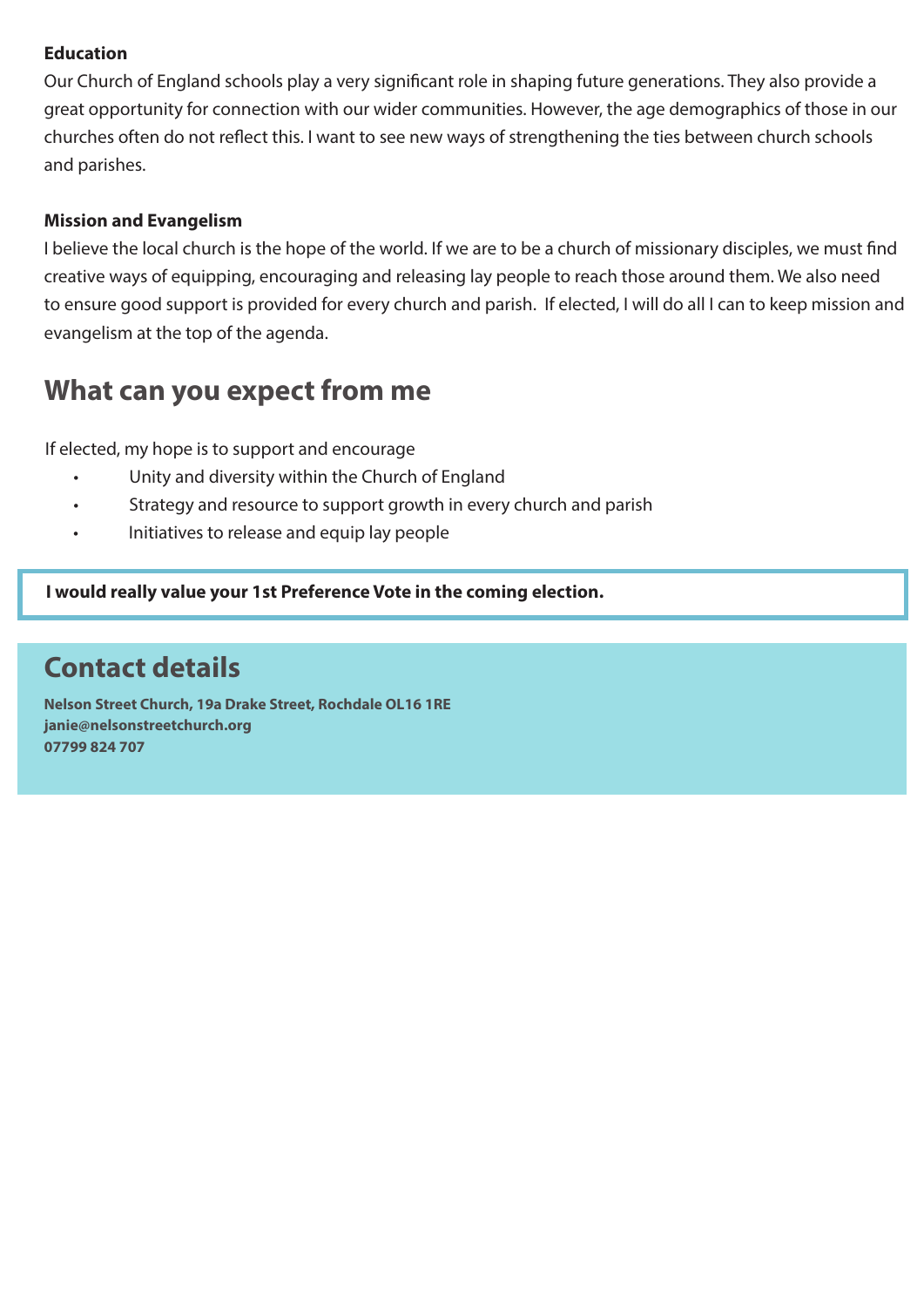**Education**

Our Church of England schools play a very significant role in shaping future generations. They also provide a great opportunity for connection with our wider communities. However, the age demographics of those in our churches often do not reflect this. I want to see new ways of strengthening the ties between church schools and parishes.

**Mission and Evangelism**

I believe the local church is the hope of the world. If we are to be a church of missionary disciples, we must find creative ways of equipping, encouraging and releasing lay people to reach those around them. We also need to ensure good support is provided for every church and parish. If elected, I will do all I can to keep mission and evangelism at the top of the agenda.

## What can you expect from me

If elected, my hope is to support and encourage

- Unity and diversity within the Church of England
- Strategy and resource to support growth in every church and parish
- Initiatives to release and equip lay people

**I would really value your 1st Preference Vote in the coming election.**

## Contact details

**Nelson Street Church, 19a Drake Street, Rochdale OL16 1RE**
**janie@nelsonstreetchurch.org**
**07799 824 707**